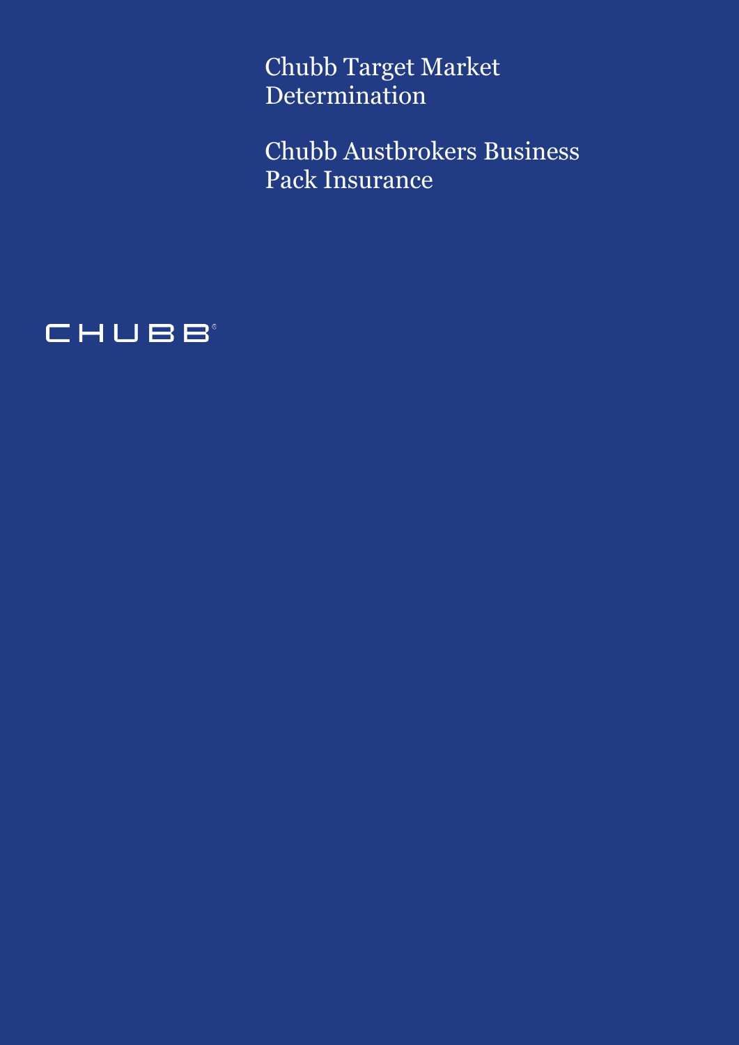# Chubb Target Market Determination

## Chubb Austbrokers Business Pack Insurance

CHUBB®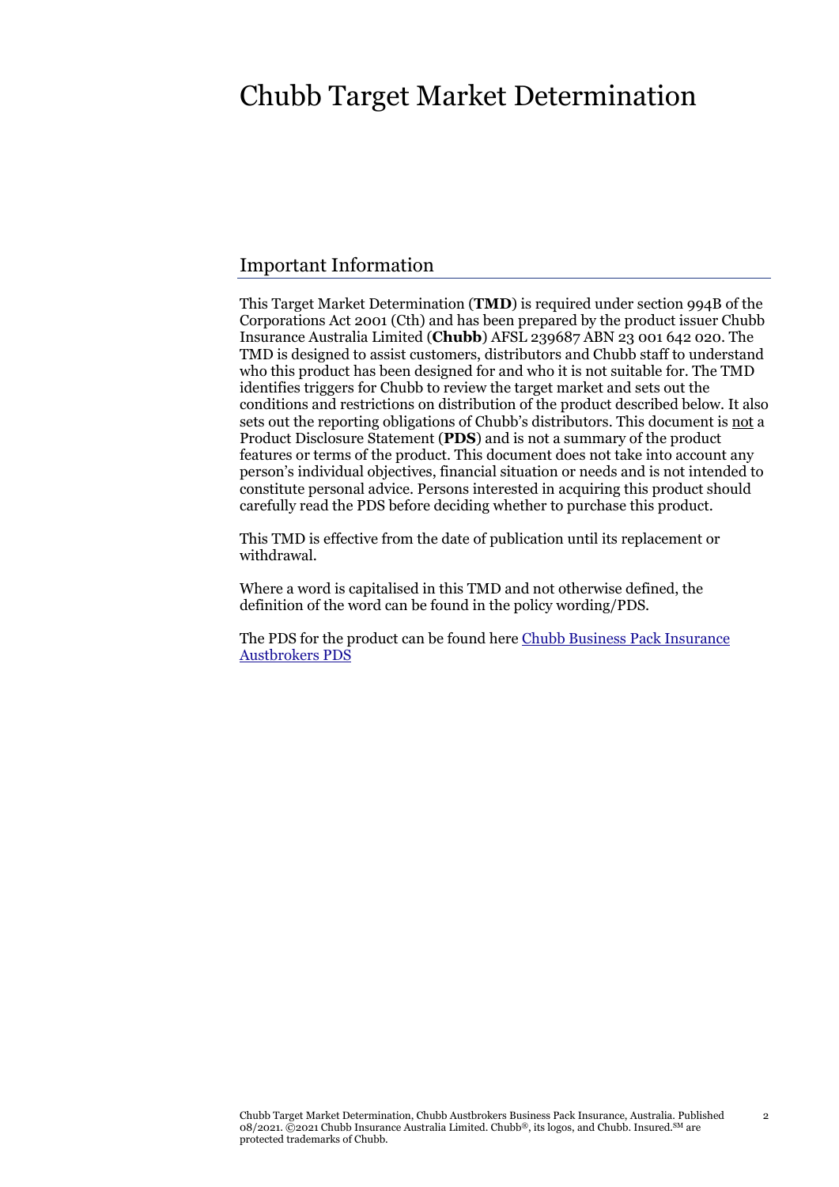# Chubb Target Market Determination

## Important Information

This Target Market Determination (**TMD**) is required under section 994B of the Corporations Act 2001 (Cth) and has been prepared by the product issuer Chubb Insurance Australia Limited (**Chubb**) AFSL 239687 ABN 23 001 642 020. The TMD is designed to assist customers, distributors and Chubb staff to understand who this product has been designed for and who it is not suitable for. The TMD identifies triggers for Chubb to review the target market and sets out the conditions and restrictions on distribution of the product described below. It also sets out the reporting obligations of Chubb's distributors. This document is not a Product Disclosure Statement (**PDS**) and is not a summary of the product features or terms of the product. This document does not take into account any person's individual objectives, financial situation or needs and is not intended to constitute personal advice. Persons interested in acquiring this product should carefully read the PDS before deciding whether to purchase this product.

This TMD is effective from the date of publication until its replacement or withdrawal.

Where a word is capitalised in this TMD and not otherwise defined, the definition of the word can be found in the policy wording/PDS.

The PDS for the product can be found here Chubb Business Pack Insurance Austbrokers PDS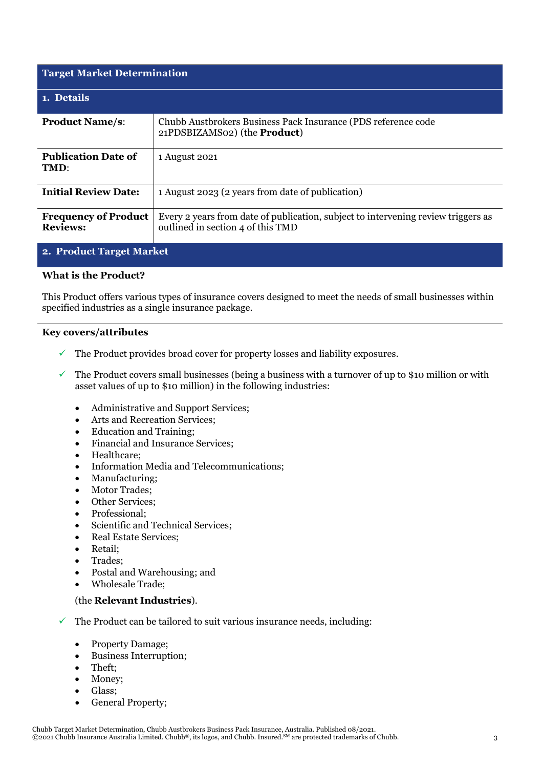## Target Market Determination

### 1. Details

| | |
|---|---|
| **Product Name/s**: | Chubb Austbrokers Business Pack Insurance (PDS reference code 21PDSBIZAMS02) (the **Product**) |
| **Publication Date of TMD**: | 1 August 2021 |
| **Initial Review Date:** | 1 August 2023 (2 years from date of publication) |
| **Frequency of Product Reviews:** | Every 2 years from date of publication, subject to intervening review triggers as outlined in section 4 of this TMD |

### 2. Product Target Market

**What is the Product?**

This Product offers various types of insurance covers designed to meet the needs of small businesses within specified industries as a single insurance package.

**Key covers/attributes**

- ✓ The Product provides broad cover for property losses and liability exposures.
- ✓ The Product covers small businesses (being a business with a turnover of up to $10 million or with asset values of up to $10 million) in the following industries:
  - Administrative and Support Services;
  - Arts and Recreation Services;
  - Education and Training;
  - Financial and Insurance Services;
  - Healthcare;
  - Information Media and Telecommunications;
  - Manufacturing;
  - Motor Trades;
  - Other Services;
  - Professional;
  - Scientific and Technical Services;
  - Real Estate Services;
  - Retail;
  - Trades;
  - Postal and Warehousing; and
  - Wholesale Trade;

  (the **Relevant Industries**).
- ✓ The Product can be tailored to suit various insurance needs, including:
  - Property Damage;
  - Business Interruption;
  - Theft;
  - Money;
  - Glass;
  - General Property;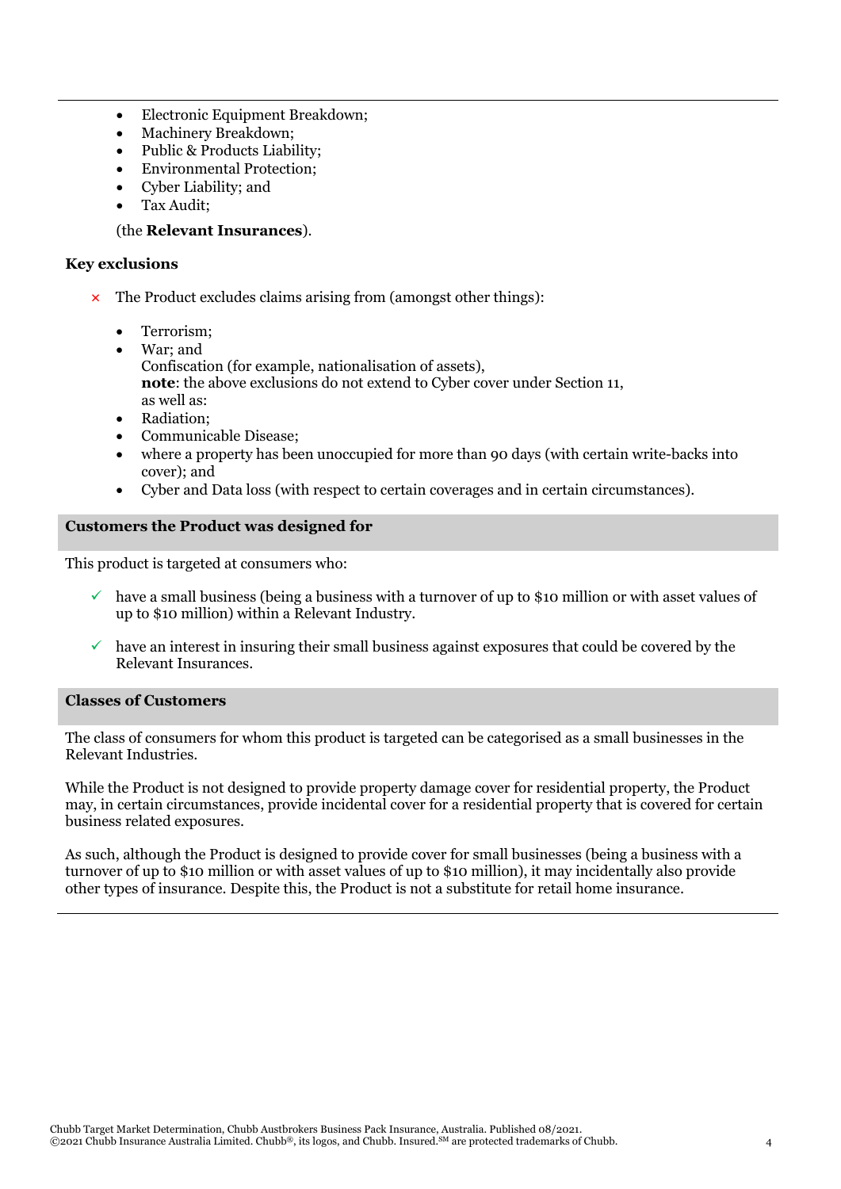- Electronic Equipment Breakdown;
- Machinery Breakdown;
- Public & Products Liability;
- Environmental Protection;
- Cyber Liability; and
- Tax Audit;

(the **Relevant Insurances**).

**Key exclusions**

× The Product excludes claims arising from (amongst other things):

- Terrorism;
- War; and
  Confiscation (for example, nationalisation of assets),
  **note**: the above exclusions do not extend to Cyber cover under Section 11,
  as well as:
- Radiation;
- Communicable Disease;
- where a property has been unoccupied for more than 90 days (with certain write-backs into cover); and
- Cyber and Data loss (with respect to certain coverages and in certain circumstances).

## Customers the Product was designed for

This product is targeted at consumers who:

✓ have a small business (being a business with a turnover of up to $10 million or with asset values of up to $10 million) within a Relevant Industry.

✓ have an interest in insuring their small business against exposures that could be covered by the Relevant Insurances.

## Classes of Customers

The class of consumers for whom this product is targeted can be categorised as a small businesses in the Relevant Industries.

While the Product is not designed to provide property damage cover for residential property, the Product may, in certain circumstances, provide incidental cover for a residential property that is covered for certain business related exposures.

As such, although the Product is designed to provide cover for small businesses (being a business with a turnover of up to $10 million or with asset values of up to $10 million), it may incidentally also provide other types of insurance. Despite this, the Product is not a substitute for retail home insurance.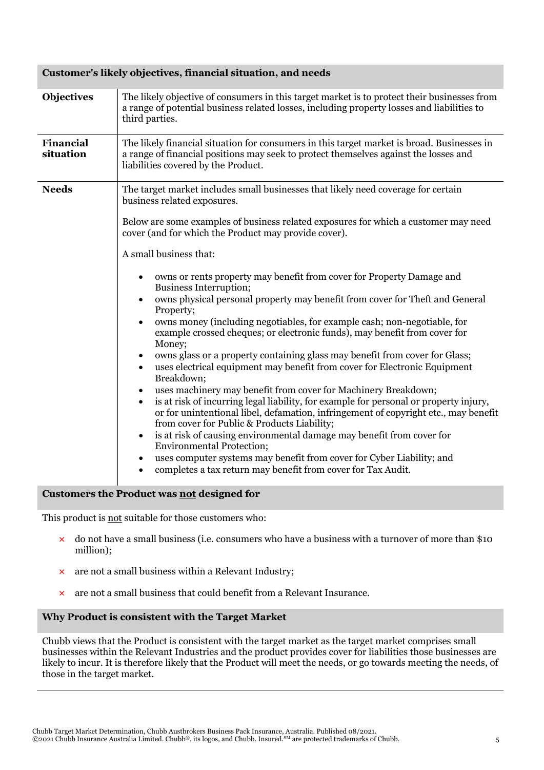## Customer's likely objectives, financial situation, and needs

| | |
|---|---|
| **Objectives** | The likely objective of consumers in this target market is to protect their businesses from a range of potential business related losses, including property losses and liabilities to third parties. |
| **Financial situation** | The likely financial situation for consumers in this target market is broad. Businesses in a range of financial positions may seek to protect themselves against the losses and liabilities covered by the Product. |
| **Needs** | The target market includes small businesses that likely need coverage for certain business related exposures.<br><br>Below are some examples of business related exposures for which a customer may need cover (and for which the Product may provide cover).<br><br>A small business that:<br><br>• owns or rents property may benefit from cover for Property Damage and Business Interruption;<br>• owns physical personal property may benefit from cover for Theft and General Property;<br>• owns money (including negotiables, for example cash; non-negotiable, for example crossed cheques; or electronic funds), may benefit from cover for Money;<br>• owns glass or a property containing glass may benefit from cover for Glass;<br>• uses electrical equipment may benefit from cover for Electronic Equipment Breakdown;<br>• uses machinery may benefit from cover for Machinery Breakdown;<br>• is at risk of incurring legal liability, for example for personal or property injury, or for unintentional libel, defamation, infringement of copyright etc., may benefit from cover for Public & Products Liability;<br>• is at risk of causing environmental damage may benefit from cover for Environmental Protection;<br>• uses computer systems may benefit from cover for Cyber Liability; and<br>• completes a tax return may benefit from cover for Tax Audit. |

## Customers the Product was not designed for

This product is not suitable for those customers who:

- × do not have a small business (i.e. consumers who have a business with a turnover of more than $10 million);
- × are not a small business within a Relevant Industry;
- × are not a small business that could benefit from a Relevant Insurance.

## Why Product is consistent with the Target Market

Chubb views that the Product is consistent with the target market as the target market comprises small businesses within the Relevant Industries and the product provides cover for liabilities those businesses are likely to incur. It is therefore likely that the Product will meet the needs, or go towards meeting the needs, of those in the target market.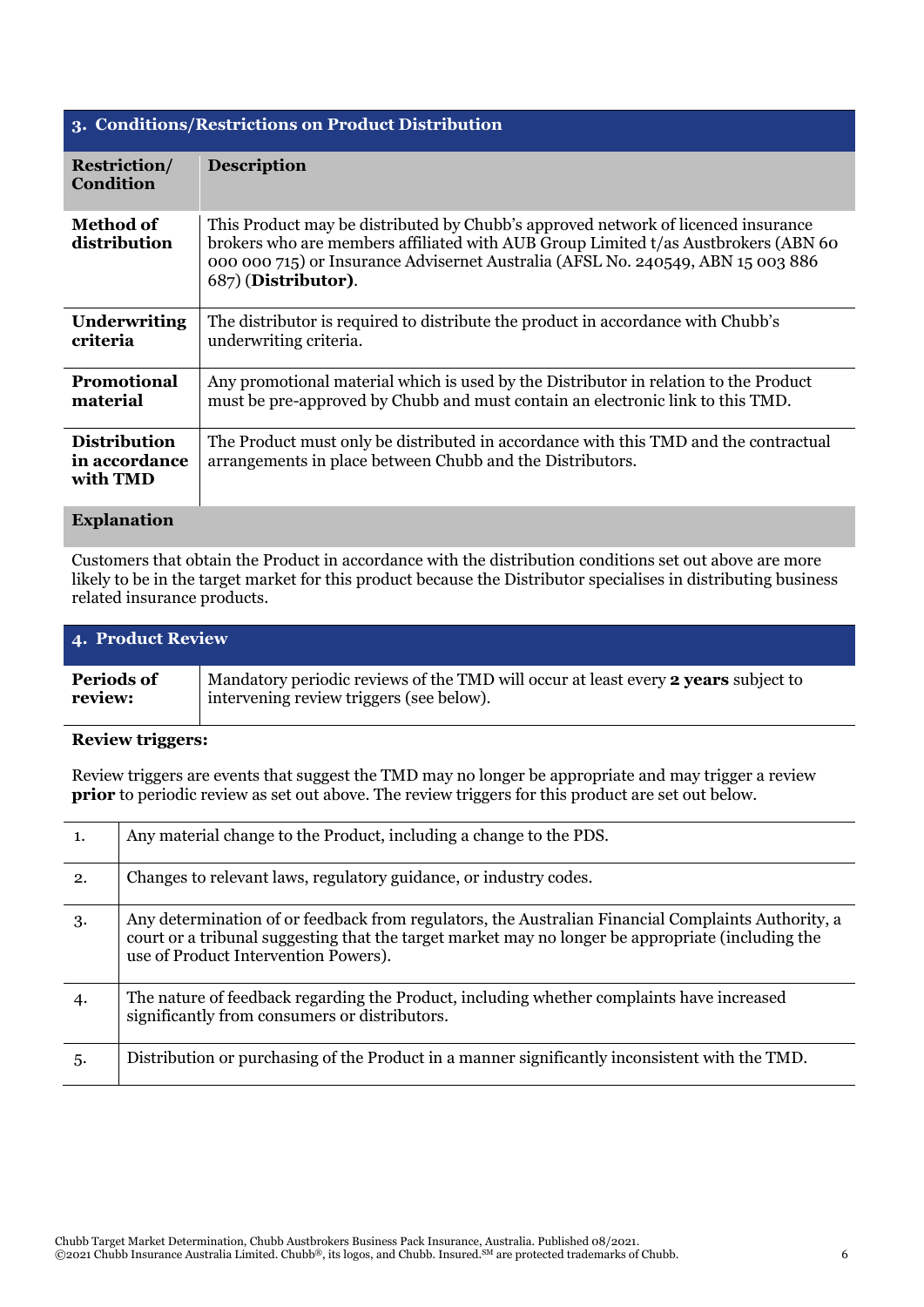## 3. Conditions/Restrictions on Product Distribution

| Restriction/ Condition | Description |
|---|---|
| **Method of distribution** | This Product may be distributed by Chubb's approved network of licenced insurance brokers who are members affiliated with AUB Group Limited t/as Austbrokers (ABN 60 000 000 715) or Insurance Advisernet Australia (AFSL No. 240549, ABN 15 003 886 687) (**Distributor**). |
| **Underwriting criteria** | The distributor is required to distribute the product in accordance with Chubb's underwriting criteria. |
| **Promotional material** | Any promotional material which is used by the Distributor in relation to the Product must be pre-approved by Chubb and must contain an electronic link to this TMD. |
| **Distribution in accordance with TMD** | The Product must only be distributed in accordance with this TMD and the contractual arrangements in place between Chubb and the Distributors. |

**Explanation**

Customers that obtain the Product in accordance with the distribution conditions set out above are more likely to be in the target market for this product because the Distributor specialises in distributing business related insurance products.

## 4. Product Review

| | |
|---|---|
| **Periods of review:** | Mandatory periodic reviews of the TMD will occur at least every **2 years** subject to intervening review triggers (see below). |

**Review triggers:**

Review triggers are events that suggest the TMD may no longer be appropriate and may trigger a review **prior** to periodic review as set out above. The review triggers for this product are set out below.

| | |
|---|---|
| 1. | Any material change to the Product, including a change to the PDS. |
| 2. | Changes to relevant laws, regulatory guidance, or industry codes. |
| 3. | Any determination of or feedback from regulators, the Australian Financial Complaints Authority, a court or a tribunal suggesting that the target market may no longer be appropriate (including the use of Product Intervention Powers). |
| 4. | The nature of feedback regarding the Product, including whether complaints have increased significantly from consumers or distributors. |
| 5. | Distribution or purchasing of the Product in a manner significantly inconsistent with the TMD. |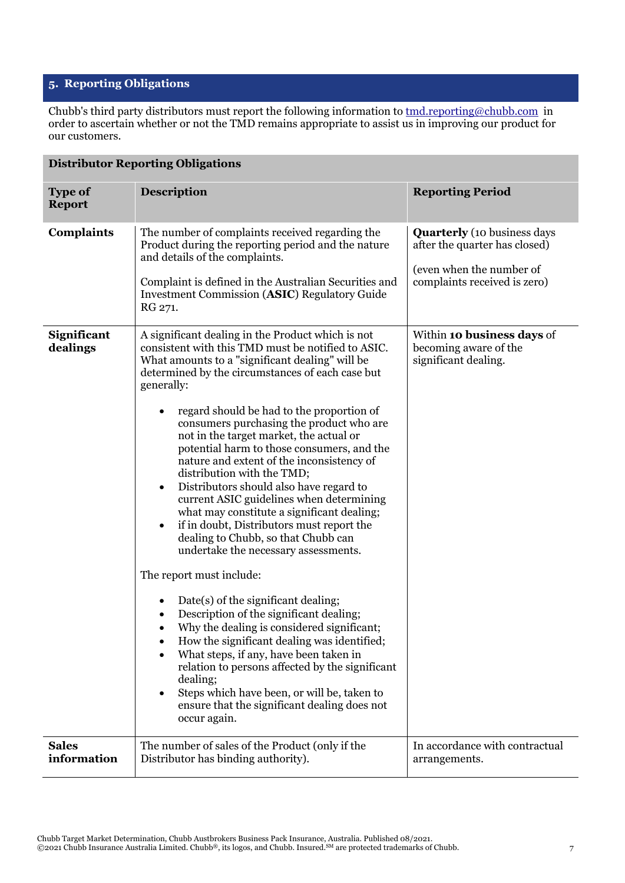## 5. Reporting Obligations

Chubb's third party distributors must report the following information to tmd.reporting@chubb.com in order to ascertain whether or not the TMD remains appropriate to assist us in improving our product for our customers.

**Distributor Reporting Obligations**

| **Type of Report** | **Description** | **Reporting Period** |
|---|---|---|
| **Complaints** | The number of complaints received regarding the Product during the reporting period and the nature and details of the complaints.<br><br>Complaint is defined in the Australian Securities and Investment Commission (**ASIC**) Regulatory Guide RG 271. | **Quarterly** (10 business days after the quarter has closed)<br><br>(even when the number of complaints received is zero) |
| **Significant dealings** | A significant dealing in the Product which is not consistent with this TMD must be notified to ASIC. What amounts to a "significant dealing" will be determined by the circumstances of each case but generally:<br><br>• regard should be had to the proportion of consumers purchasing the product who are not in the target market, the actual or potential harm to those consumers, and the nature and extent of the inconsistency of distribution with the TMD;<br>• Distributors should also have regard to current ASIC guidelines when determining what may constitute a significant dealing;<br>• if in doubt, Distributors must report the dealing to Chubb, so that Chubb can undertake the necessary assessments.<br><br>The report must include:<br><br>• Date(s) of the significant dealing;<br>• Description of the significant dealing;<br>• Why the dealing is considered significant;<br>• How the significant dealing was identified;<br>• What steps, if any, have been taken in relation to persons affected by the significant dealing;<br>• Steps which have been, or will be, taken to ensure that the significant dealing does not occur again. | Within **10 business days** of becoming aware of the significant dealing. |
| **Sales information** | The number of sales of the Product (only if the Distributor has binding authority). | In accordance with contractual arrangements. |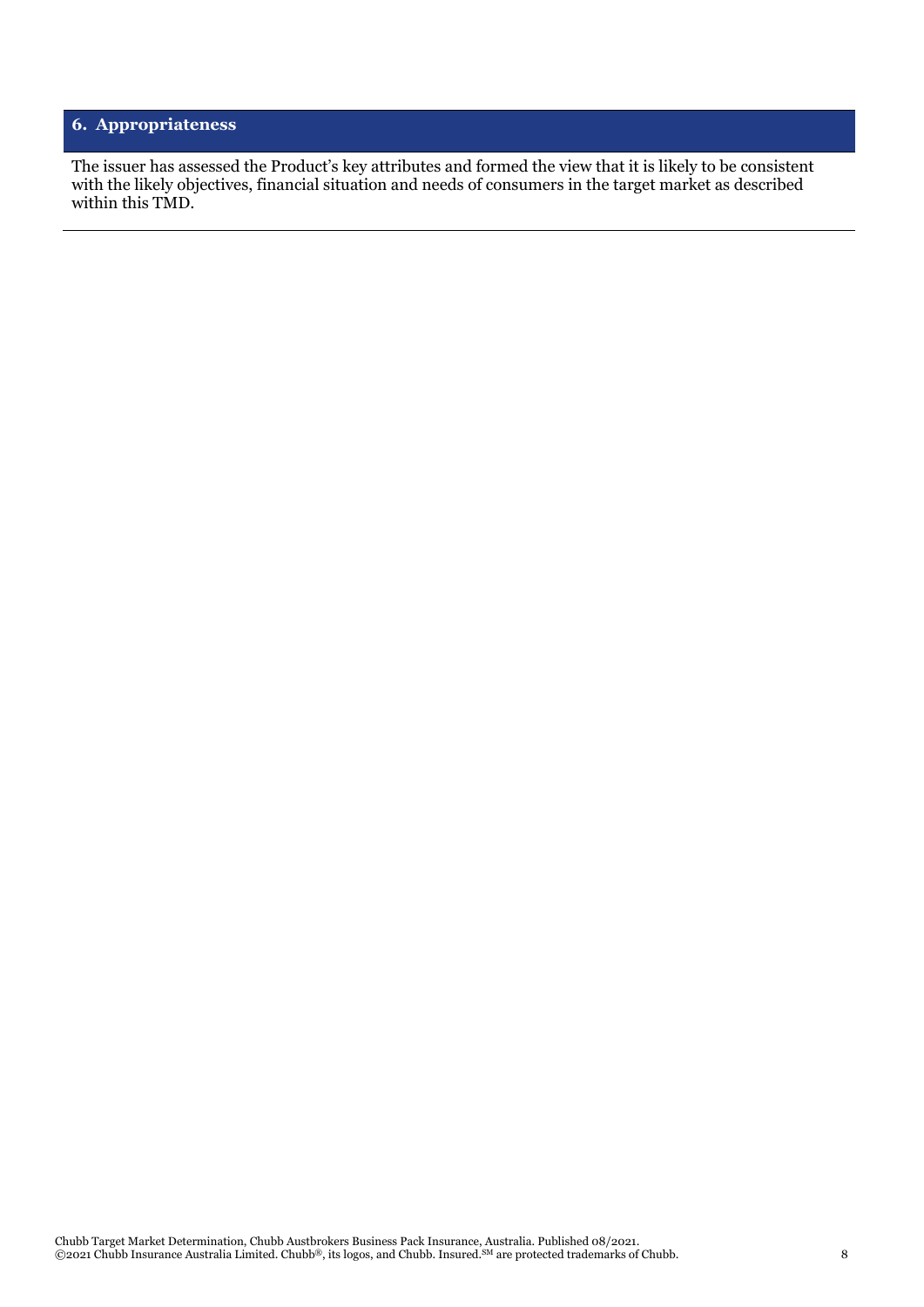## 6. Appropriateness

The issuer has assessed the Product's key attributes and formed the view that it is likely to be consistent with the likely objectives, financial situation and needs of consumers in the target market as described within this TMD.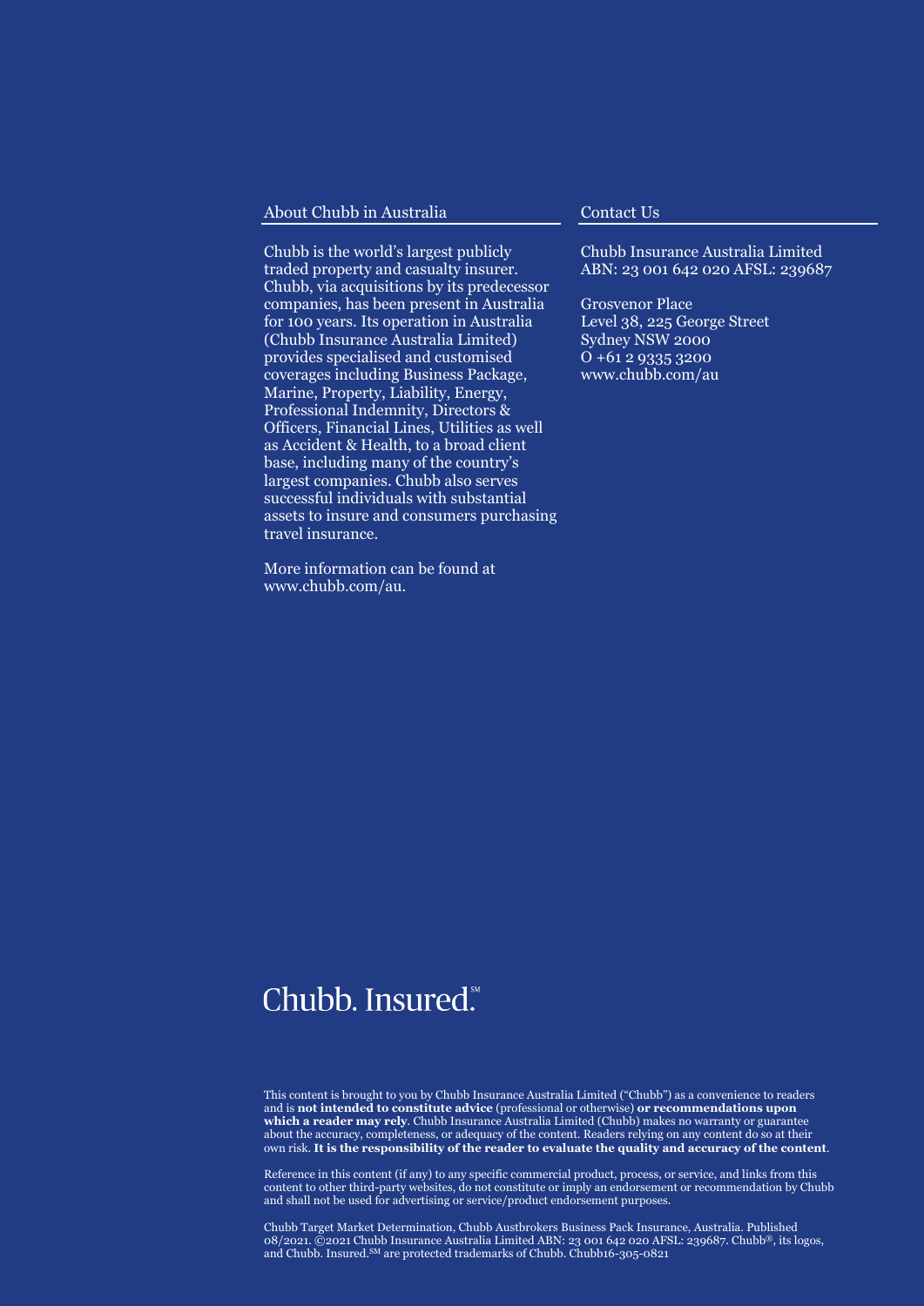## About Chubb in Australia

Chubb is the world's largest publicly traded property and casualty insurer. Chubb, via acquisitions by its predecessor companies, has been present in Australia for 100 years. Its operation in Australia (Chubb Insurance Australia Limited) provides specialised and customised coverages including Business Package, Marine, Property, Liability, Energy, Professional Indemnity, Directors & Officers, Financial Lines, Utilities as well as Accident & Health, to a broad client base, including many of the country's largest companies. Chubb also serves successful individuals with substantial assets to insure and consumers purchasing travel insurance.

More information can be found at www.chubb.com/au.

## Contact Us

Chubb Insurance Australia Limited
ABN: 23 001 642 020 AFSL: 239687

Grosvenor Place
Level 38, 225 George Street
Sydney NSW 2000
O +61 2 9335 3200
www.chubb.com/au

Chubb. Insured.℠

This content is brought to you by Chubb Insurance Australia Limited ("Chubb") as a convenience to readers and is **not intended to constitute advice** (professional or otherwise) **or recommendations upon which a reader may rely**. Chubb Insurance Australia Limited (Chubb) makes no warranty or guarantee about the accuracy, completeness, or adequacy of the content. Readers relying on any content do so at their own risk. **It is the responsibility of the reader to evaluate the quality and accuracy of the content**.

Reference in this content (if any) to any specific commercial product, process, or service, and links from this content to other third-party websites, do not constitute or imply an endorsement or recommendation by Chubb and shall not be used for advertising or service/product endorsement purposes.

Chubb Target Market Determination, Chubb Austbrokers Business Pack Insurance, Australia. Published 08/2021. ©2021 Chubb Insurance Australia Limited ABN: 23 001 642 020 AFSL: 239687. Chubb®, its logos, and Chubb. Insured.℠ are protected trademarks of Chubb. Chubb16-305-0821